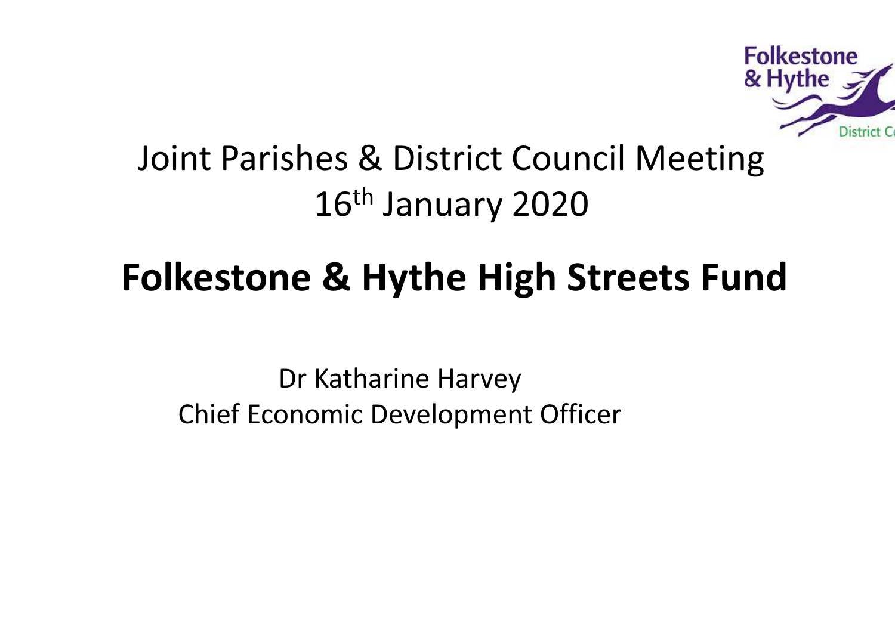Joint Parishes & District Council Meeting

16th January 2020

# Folkestone & Hythe High Streets Fund

Dr Katharine Harvey

Chief Economic Development Officer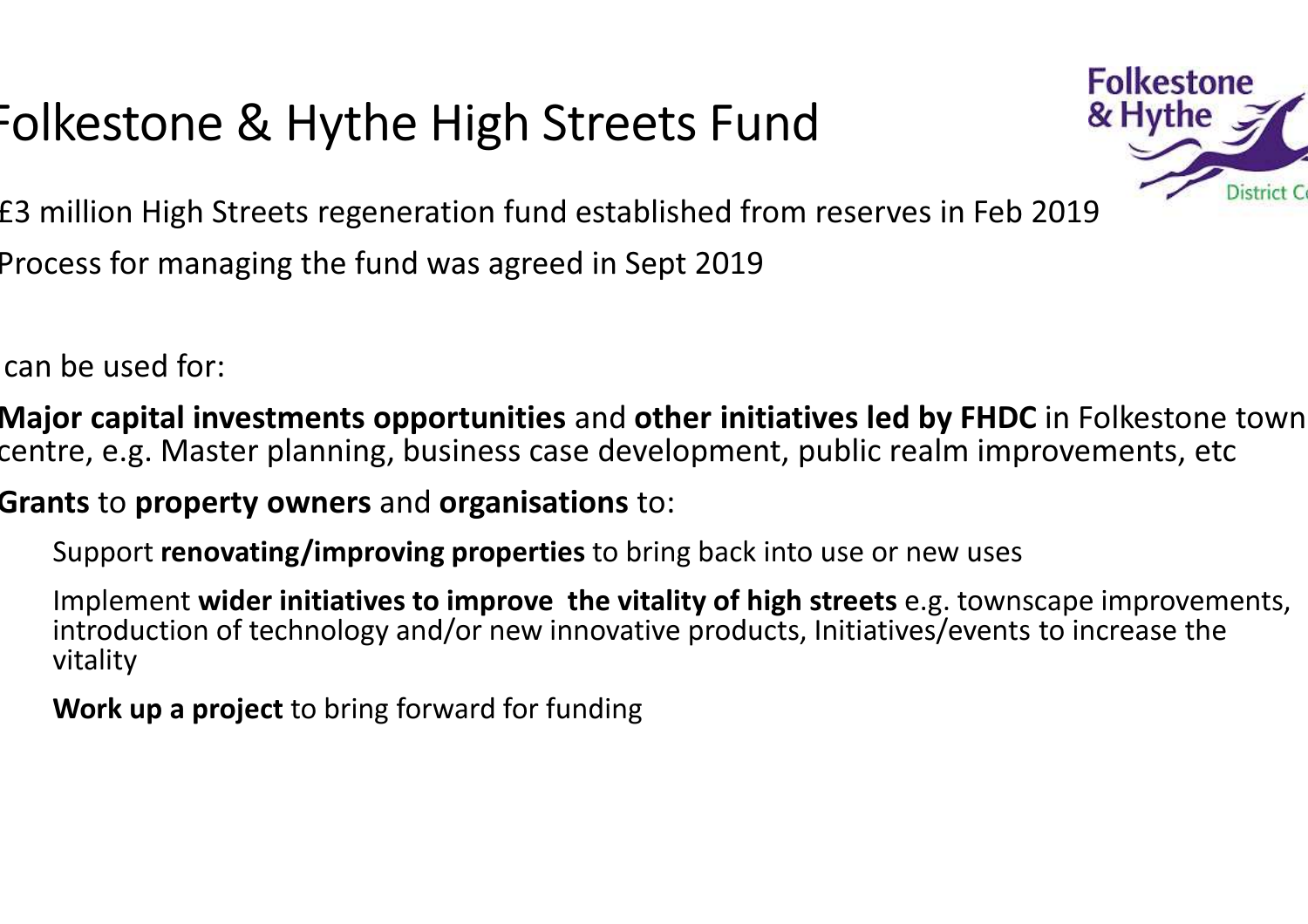# Folkestone & Hythe High Streets Fund

- £3 million High Streets regeneration fund established from reserves in Feb 2019
- Process for managing the fund was agreed in Sept 2019

It can be used for:

- **Major capital investments opportunities** and **other initiatives led by FHDC** in Folkestone town centre, e.g. Master planning, business case development, public realm improvements, etc
- **Grants** to **property owners** and **organisations** to:
  - Support **renovating/improving properties** to bring back into use or new uses
  - Implement **wider initiatives to improve the vitality of high streets** e.g. townscape improvements, introduction of technology and/or new innovative products, Initiatives/events to increase the vitality
  - **Work up a project** to bring forward for funding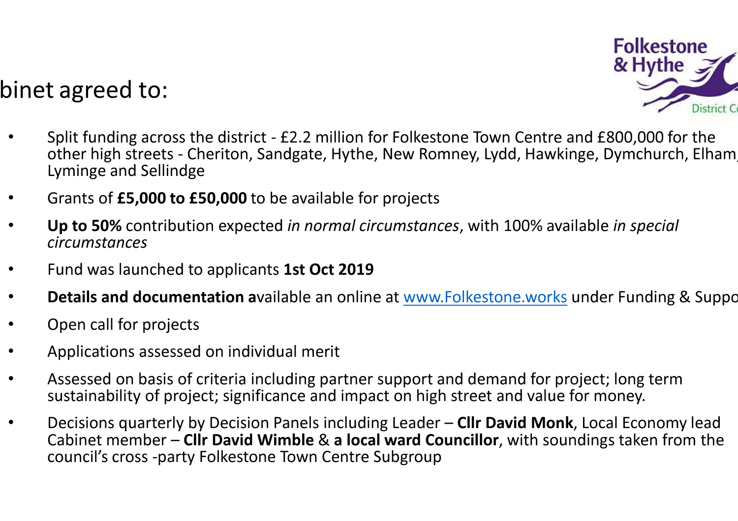## binet agreed to:

- Split funding across the district - £2.2 million for Folkestone Town Centre and £800,000 for the other high streets - Cheriton, Sandgate, Hythe, New Romney, Lydd, Hawkinge, Dymchurch, Elham, Lyminge and Sellindge
- Grants of **£5,000 to £50,000** to be available for projects
- **Up to 50%** contribution expected *in normal circumstances*, with 100% available *in special circumstances*
- Fund was launched to applicants **1st Oct 2019**
- **Details and documentation a**vailable an online at [www.Folkestone.works](www.Folkestone.works) under Funding & Suppo
- Open call for projects
- Applications assessed on individual merit
- Assessed on basis of criteria including partner support and demand for project; long term sustainability of project; significance and impact on high street and value for money.
- Decisions quarterly by Decision Panels including Leader – **Cllr David Monk**, Local Economy lead Cabinet member – **Cllr David Wimble** & **a local ward Councillor**, with soundings taken from the council's cross -party Folkestone Town Centre Subgroup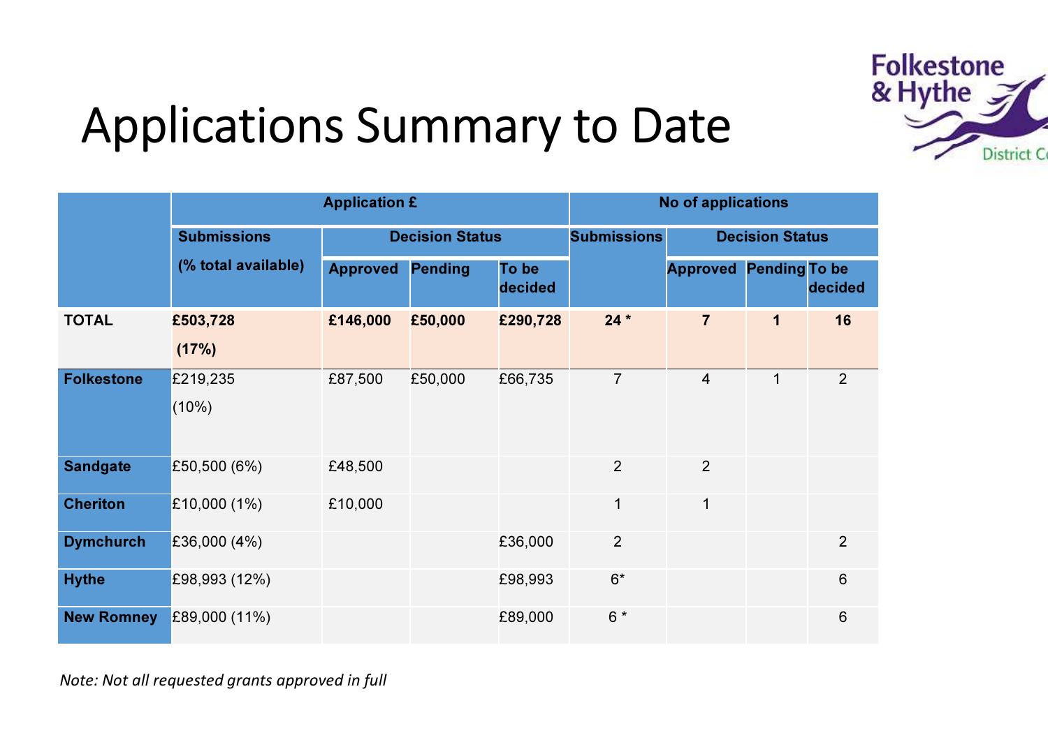# Applications Summary to Date

| | Application £ | | | | No of applications | | | |
|---|---|---|---|---|---|---|---|---|
| | Submissions (% total available) | Decision Status | | | Submissions | Decision Status | | |
| | | Approved | Pending | To be decided | | Approved | Pending | To be decided |
| **TOTAL** | **£503,728 (17%)** | **£146,000** | **£50,000** | **£290,728** | **24 *** | **7** | **1** | **16** |
| **Folkestone** | £219,235 (10%) | £87,500 | £50,000 | £66,735 | 7 | 4 | 1 | 2 |
| **Sandgate** | £50,500 (6%) | £48,500 | | | 2 | 2 | | |
| **Cheriton** | £10,000 (1%) | £10,000 | | | 1 | 1 | | |
| **Dymchurch** | £36,000 (4%) | | | £36,000 | 2 | | | 2 |
| **Hythe** | £98,993 (12%) | | | £98,993 | 6* | | | 6 |
| **New Romney** | £89,000 (11%) | | | £89,000 | 6 * | | | 6 |

*Note: Not all requested grants approved in full*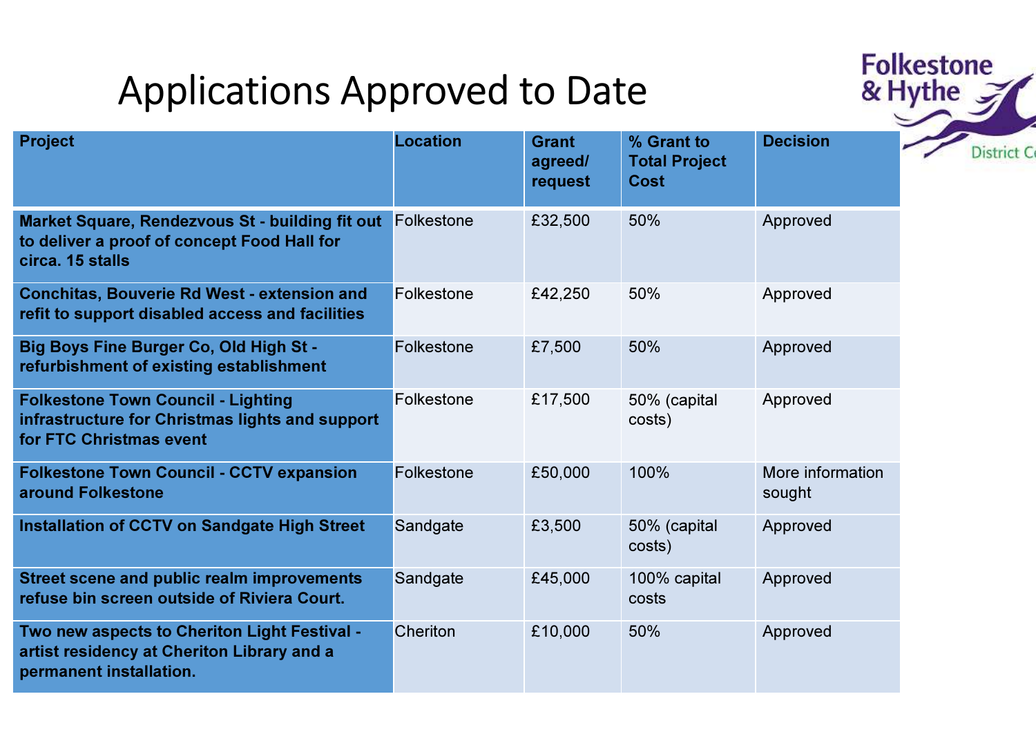# Applications Approved to Date

| Project | Location | Grant agreed/ request | % Grant to Total Project Cost | Decision |
|---|---|---|---|---|
| **Market Square, Rendezvous St - building fit out to deliver a proof of concept Food Hall for circa. 15 stalls** | Folkestone | £32,500 | 50% | Approved |
| **Conchitas, Bouverie Rd West - extension and refit to support disabled access and facilities** | Folkestone | £42,250 | 50% | Approved |
| **Big Boys Fine Burger Co, Old High St - refurbishment of existing establishment** | Folkestone | £7,500 | 50% | Approved |
| **Folkestone Town Council - Lighting infrastructure for Christmas lights and support for FTC Christmas event** | Folkestone | £17,500 | 50% (capital costs) | Approved |
| **Folkestone Town Council - CCTV expansion around Folkestone** | Folkestone | £50,000 | 100% | More information sought |
| **Installation of CCTV on Sandgate High Street** | Sandgate | £3,500 | 50% (capital costs) | Approved |
| **Street scene and public realm improvements refuse bin screen outside of Riviera Court.** | Sandgate | £45,000 | 100% capital costs | Approved |
| **Two new aspects to Cheriton Light Festival - artist residency at Cheriton Library and a permanent installation.** | Cheriton | £10,000 | 50% | Approved |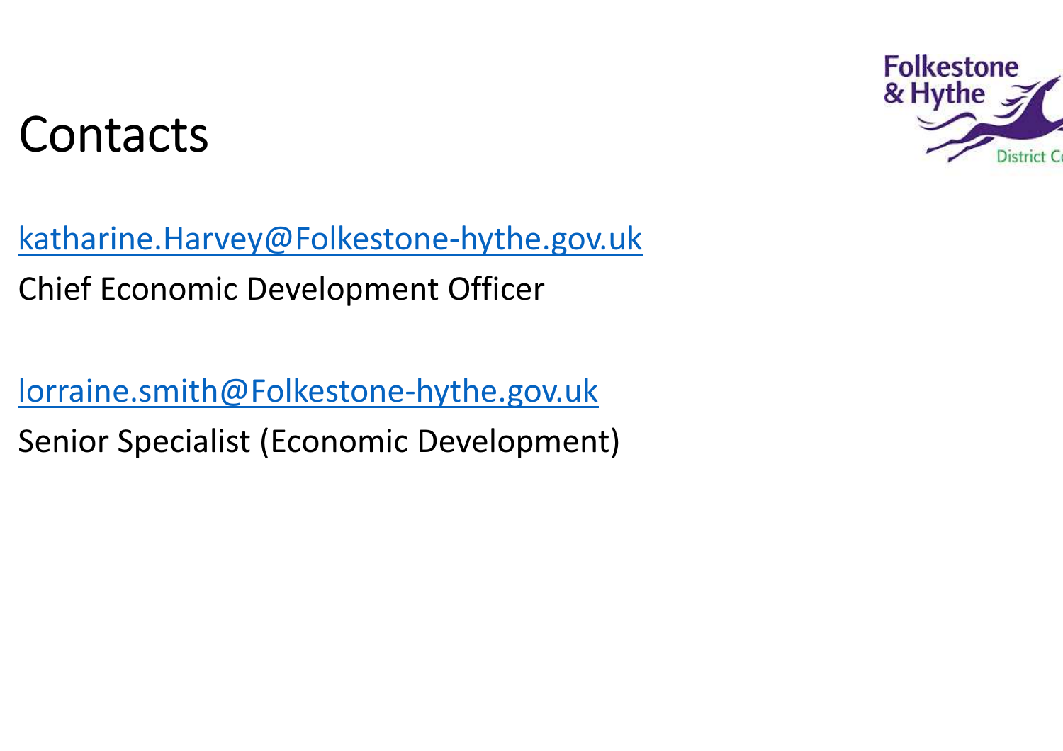# Contacts

katharine.Harvey@Folkestone-hythe.gov.uk

Chief Economic Development Officer

lorraine.smith@Folkestone-hythe.gov.uk

Senior Specialist (Economic Development)